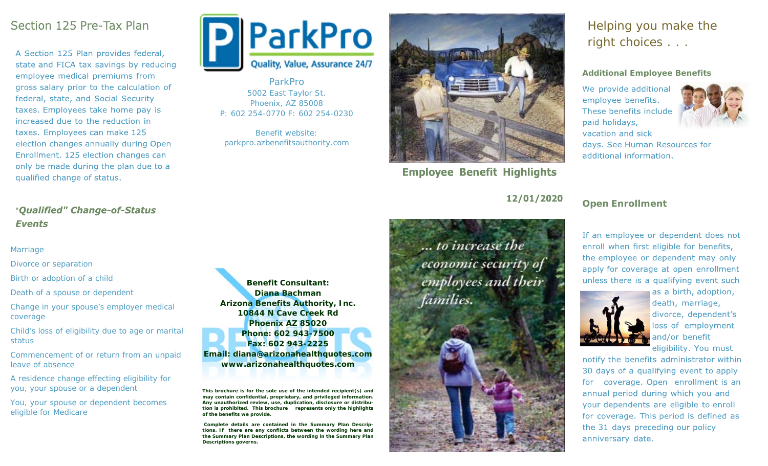## Section 125 Pre-Tax Plan

A Section 125 Plan provides federal, state and FICA tax savings by reducing employee medical premiums from gross salary prior to the calculation of federal, state, and Social Security taxes. Employees take home pay is increased due to the reduction in taxes. Employees can make 125 election changes annually during Open Enrollment. 125 election changes can only be made during the plan due to a qualified change of status.

### *"Qualified" Change-of-Status Events*

- Marriage
- Divorce or separation
- Birth or adoption of a child
- Death of a spouse or dependent
- Change in your spouse's employer medical coverage
- Child's loss of eligibility due to age or marital status
- Commencement of or return from an unpaid leave of absence
- A residence change effecting eligibility for you, your spouse or a dependent
- You, your spouse or dependent becomes eligible for Medicare

# ParkPro

Quality, Value, Assurance 24/7

ParkPro
5002 East Taylor St.
Phoenix, AZ 85008
P: 602 254-0770 F: 602 254-0230

Benefit website:
parkpro.azbenefitsauthority.com

**Benefit Consultant:**
**Diana Bachman**
**Arizona Benefits Authority, Inc.**
**10844 N Cave Creek Rd**
**Phoenix AZ 85020**
**Phone: 602 943-7500**
**Fax: 602 943-2225**
**Email: diana@arizonahealthquotes.com**
**www.arizonahealthquotes.com**

**This brochure is for the sole use of the intended recipient(s) and may contain confidential, proprietary, and privileged information. Any unauthorized review, use, duplication, disclosure or distribution is prohibited. This brochure represents only the highlights of the benefits we provide.**

**Complete details are contained in the Summary Plan Descriptions. If there are any conflicts between the wording here and the Summary Plan Descriptions, the wording in the Summary Plan Descriptions governs.**

## Employee Benefit Highlights

**12/01/2020**

*... to increase the economic security of employees and their families.*

## Helping you make the right choices . . .

### Additional Employee Benefits

We provide additional employee benefits. These benefits include paid holidays, vacation and sick days. See Human Resources for additional information.

### Open Enrollment

If an employee or dependent does not enroll when first eligible for benefits, the employee or dependent may only apply for coverage at open enrollment unless there is a qualifying event such as a birth, adoption, death, marriage, divorce, dependent's loss of employment and/or benefit eligibility. You must notify the benefits administrator within 30 days of a qualifying event to apply for coverage. Open enrollment is an annual period during which you and your dependents are eligible to enroll for coverage. This period is defined as the 31 days preceding our policy anniversary date.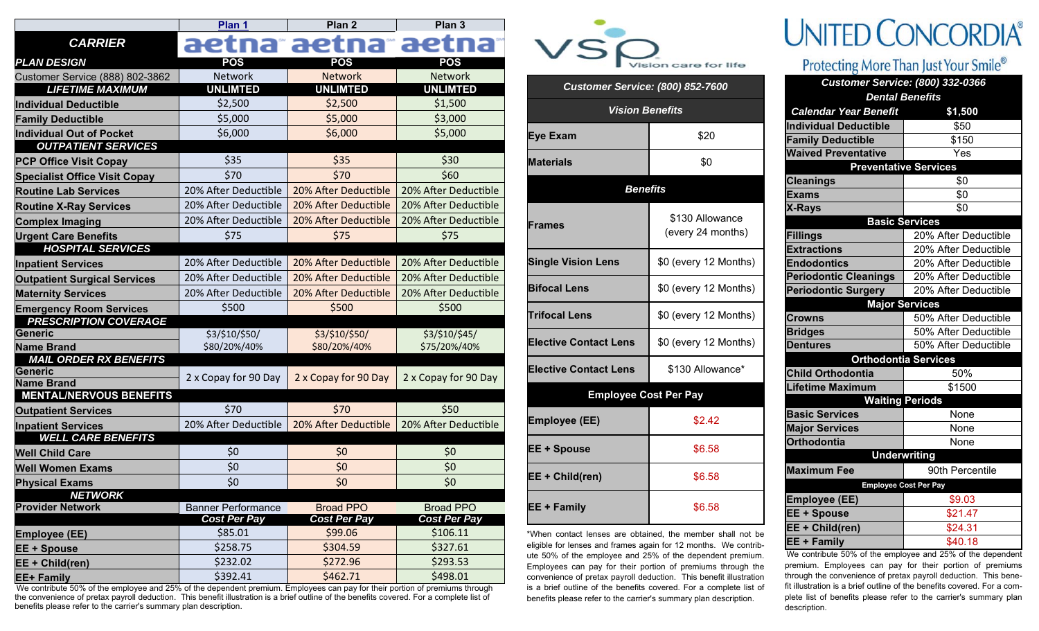| | Plan 1 | Plan 2 | Plan 3 |
|---|---|---|---|
| **CARRIER** | aetna | aetna | aetna |
| **PLAN DESIGN** | POS | POS | POS |
| Customer Service (888) 802-3862 | Network | Network | Network |
| **LIFETIME MAXIMUM** | UNLIMTED | UNLIMTED | UNLIMTED |
| **Individual Deductible** | $2,500 | $2,500 | $1,500 |
| **Family Deductible** | $5,000 | $5,000 | $3,000 |
| **Individual Out of Pocket** | $6,000 | $6,000 | $5,000 |
| **OUTPATIENT SERVICES** | | | |
| **PCP Office Visit Copay** | $35 | $35 | $30 |
| **Specialist Office Visit Copay** | $70 | $70 | $60 |
| **Routine Lab Services** | 20% After Deductible | 20% After Deductible | 20% After Deductible |
| **Routine X-Ray Services** | 20% After Deductible | 20% After Deductible | 20% After Deductible |
| **Complex Imaging** | 20% After Deductible | 20% After Deductible | 20% After Deductible |
| **Urgent Care Benefits** | $75 | $75 | $75 |
| **HOSPITAL SERVICES** | | | |
| **Inpatient Services** | 20% After Deductible | 20% After Deductible | 20% After Deductible |
| **Outpatient Surgical Services** | 20% After Deductible | 20% After Deductible | 20% After Deductible |
| **Maternity Services** | 20% After Deductible | 20% After Deductible | 20% After Deductible |
| **Emergency Room Services** | $500 | $500 | $500 |
| **PRESCRIPTION COVERAGE** | | | |
| **Generic / Name Brand** | $3/$10/$50/ $80/20%/40% | $3/$10/$50/ $80/20%/40% | $3/$10/$45/ $75/20%/40% |
| **MAIL ORDER RX BENEFITS** | | | |
| **Generic / Name Brand** | 2 x Copay for 90 Day | 2 x Copay for 90 Day | 2 x Copay for 90 Day |
| **MENTAL/NERVOUS BENEFITS** | | | |
| **Outpatient Services** | $70 | $70 | $50 |
| **Inpatient Services** | 20% After Deductible | 20% After Deductible | 20% After Deductible |
| **WELL CARE BENEFITS** | | | |
| **Well Child Care** | $0 | $0 | $0 |
| **Well Women Exams** | $0 | $0 | $0 |
| **Physical Exams** | $0 | $0 | $0 |
| **NETWORK** | | | |
| **Provider Network** | Banner Performance | Broad PPO | Broad PPO |
| | **Cost Per Pay** | **Cost Per Pay** | **Cost Per Pay** |
| **Employee (EE)** | $85.01 | $99.06 | $106.11 |
| **EE + Spouse** | $258.75 | $304.59 | $327.61 |
| **EE + Child(ren)** | $232.02 | $272.96 | $293.53 |
| **EE+ Family** | $392.41 | $462.71 | $498.01 |

We contribute 50% of the employee and 25% of the dependent premium. Employees can pay for their portion of premiums through the convenience of pretax payroll deduction. This benefit illustration is a brief outline of the benefits covered. For a complete list of benefits please refer to the carrier's summary plan description.

## VSP Vision care for life

| Customer Service: (800) 852-7600 | |
|---|---|
| **Vision Benefits** | |
| **Eye Exam** | $20 |
| **Materials** | $0 |
| **Benefits** | |
| **Frames** | $130 Allowance (every 24 months) |
| **Single Vision Lens** | $0 (every 12 Months) |
| **Bifocal Lens** | $0 (every 12 Months) |
| **Trifocal Lens** | $0 (every 12 Months) |
| **Elective Contact Lens** | $0 (every 12 Months) |
| **Elective Contact Lens** | $130 Allowance* |
| **Employee Cost Per Pay** | |
| **Employee (EE)** | $2.42 |
| **EE + Spouse** | $6.58 |
| **EE + Child(ren)** | $6.58 |
| **EE + Family** | $6.58 |

*When contact lenses are obtained, the member shall not be eligible for lenses and frames again for 12 months. We contribute 50% of the employee and 25% of the dependent premium. Employees can pay for their portion of premiums through the convenience of pretax payroll deduction. This benefit illustration is a brief outline of the benefits covered. For a complete list of benefits please refer to the carrier's summary plan description.

## UNITED CONCORDIA®

Protecting More Than Just Your Smile®

| Customer Service: (800) 332-0366 | |
|---|---|
| **Dental Benefits** | |
| **Calendar Year Benefit** | $1,500 |
| **Individual Deductible** | $50 |
| **Family Deductible** | $150 |
| **Waived Preventative** | Yes |
| **Preventative Services** | |
| **Cleanings** | $0 |
| **Exams** | $0 |
| **X-Rays** | $0 |
| **Basic Services** | |
| **Fillings** | 20% After Deductible |
| **Extractions** | 20% After Deductible |
| **Endodontics** | 20% After Deductible |
| **Periodontic Cleanings** | 20% After Deductible |
| **Periodontic Surgery** | 20% After Deductible |
| **Major Services** | |
| **Crowns** | 50% After Deductible |
| **Bridges** | 50% After Deductible |
| **Dentures** | 50% After Deductible |
| **Orthodontia Services** | |
| **Child Orthodontia** | 50% |
| **Lifetime Maximum** | $1500 |
| **Waiting Periods** | |
| **Basic Services** | None |
| **Major Services** | None |
| **Orthodontia** | None |
| **Underwriting** | |
| **Maximum Fee** | 90th Percentile |
| **Employee Cost Per Pay** | |
| **Employee (EE)** | $9.03 |
| **EE + Spouse** | $21.47 |
| **EE + Child(ren)** | $24.31 |
| **EE + Family** | $40.18 |

We contribute 50% of the employee and 25% of the dependent premium. Employees can pay for their portion of premiums through the convenience of pretax payroll deduction. This benefit illustration is a brief outline of the benefits covered. For a complete list of benefits please refer to the carrier's summary plan description.